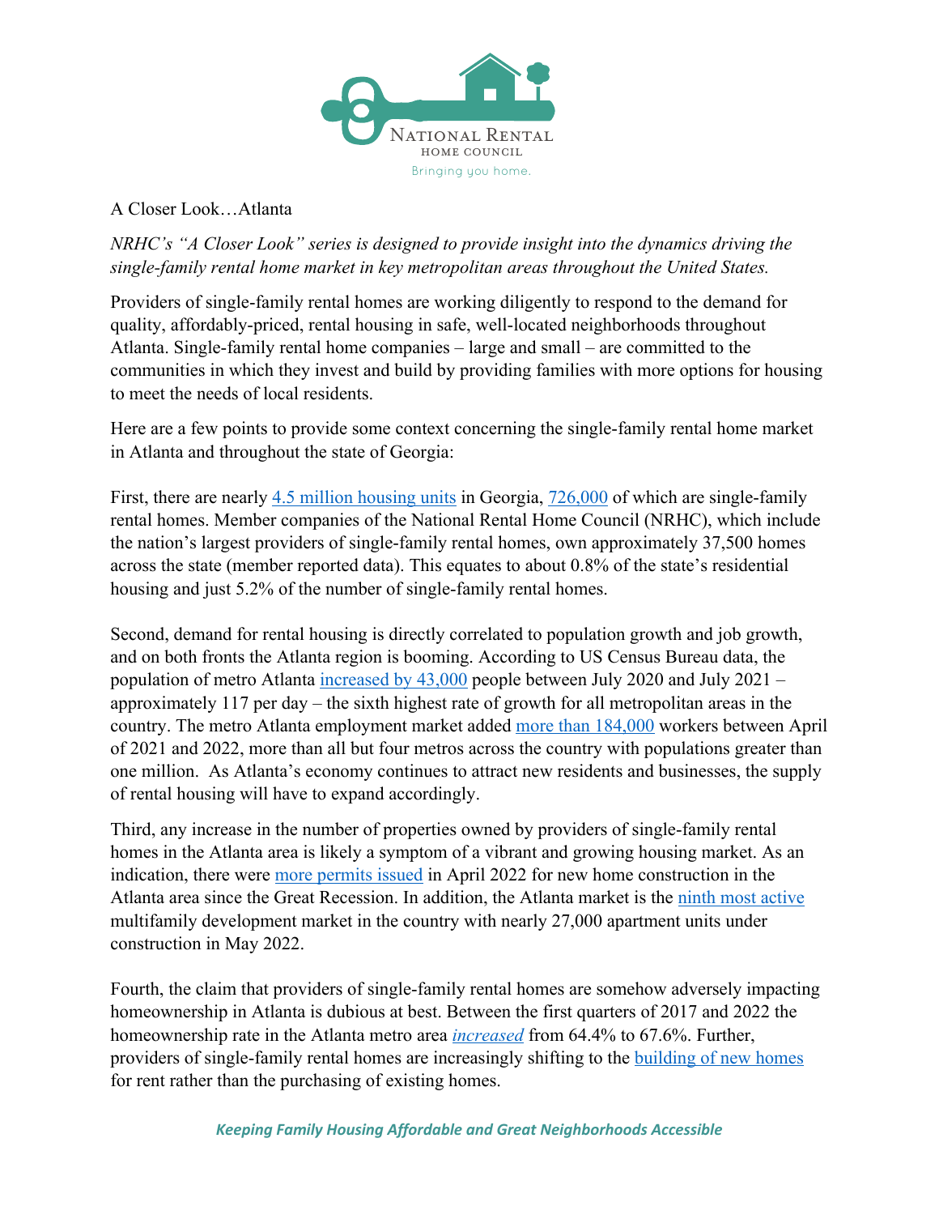A Closer Look…Atlanta

*NRHC's "A Closer Look" series is designed to provide insight into the dynamics driving the single-family rental home market in key metropolitan areas throughout the United States.*

Providers of single-family rental homes are working diligently to respond to the demand for quality, affordably-priced, rental housing in safe, well-located neighborhoods throughout Atlanta. Single-family rental home companies – large and small – are committed to the communities in which they invest and build by providing families with more options for housing to meet the needs of local residents.

Here are a few points to provide some context concerning the single-family rental home market in Atlanta and throughout the state of Georgia:

First, there are nearly 4.5 million housing units in Georgia, 726,000 of which are single-family rental homes. Member companies of the National Rental Home Council (NRHC), which include the nation's largest providers of single-family rental homes, own approximately 37,500 homes across the state (member reported data). This equates to about 0.8% of the state's residential housing and just 5.2% of the number of single-family rental homes.

Second, demand for rental housing is directly correlated to population growth and job growth, and on both fronts the Atlanta region is booming. According to US Census Bureau data, the population of metro Atlanta increased by 43,000 people between July 2020 and July 2021 – approximately 117 per day – the sixth highest rate of growth for all metropolitan areas in the country. The metro Atlanta employment market added more than 184,000 workers between April of 2021 and 2022, more than all but four metros across the country with populations greater than one million. As Atlanta's economy continues to attract new residents and businesses, the supply of rental housing will have to expand accordingly.

Third, any increase in the number of properties owned by providers of single-family rental homes in the Atlanta area is likely a symptom of a vibrant and growing housing market. As an indication, there were more permits issued in April 2022 for new home construction in the Atlanta area since the Great Recession. In addition, the Atlanta market is the ninth most active multifamily development market in the country with nearly 27,000 apartment units under construction in May 2022.

Fourth, the claim that providers of single-family rental homes are somehow adversely impacting homeownership in Atlanta is dubious at best. Between the first quarters of 2017 and 2022 the homeownership rate in the Atlanta metro area *increased* from 64.4% to 67.6%. Further, providers of single-family rental homes are increasingly shifting to the building of new homes for rent rather than the purchasing of existing homes.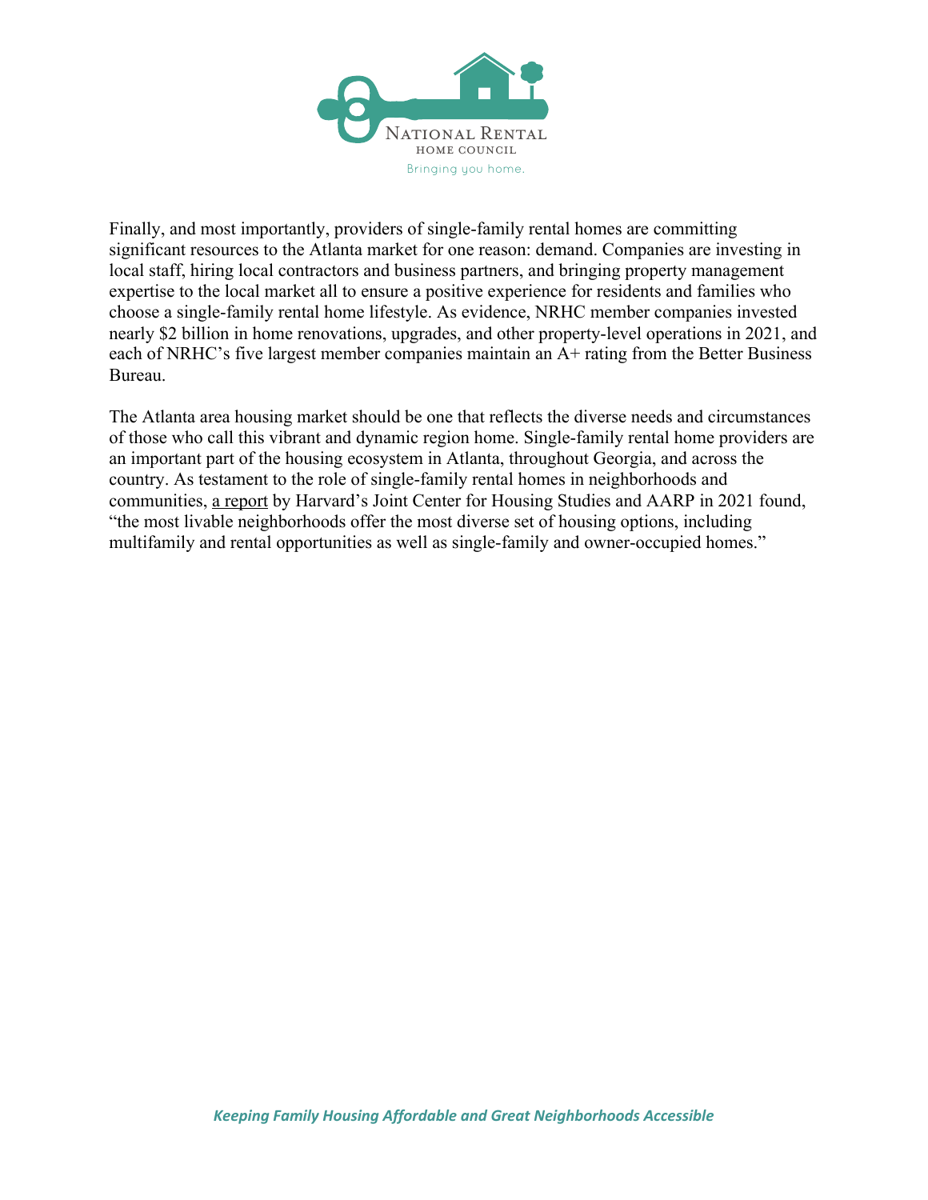Finally, and most importantly, providers of single-family rental homes are committing significant resources to the Atlanta market for one reason: demand. Companies are investing in local staff, hiring local contractors and business partners, and bringing property management expertise to the local market all to ensure a positive experience for residents and families who choose a single-family rental home lifestyle. As evidence, NRHC member companies invested nearly $2 billion in home renovations, upgrades, and other property-level operations in 2021, and each of NRHC's five largest member companies maintain an A+ rating from the Better Business Bureau.

The Atlanta area housing market should be one that reflects the diverse needs and circumstances of those who call this vibrant and dynamic region home. Single-family rental home providers are an important part of the housing ecosystem in Atlanta, throughout Georgia, and across the country. As testament to the role of single-family rental homes in neighborhoods and communities, a report by Harvard's Joint Center for Housing Studies and AARP in 2021 found, "the most livable neighborhoods offer the most diverse set of housing options, including multifamily and rental opportunities as well as single-family and owner-occupied homes."